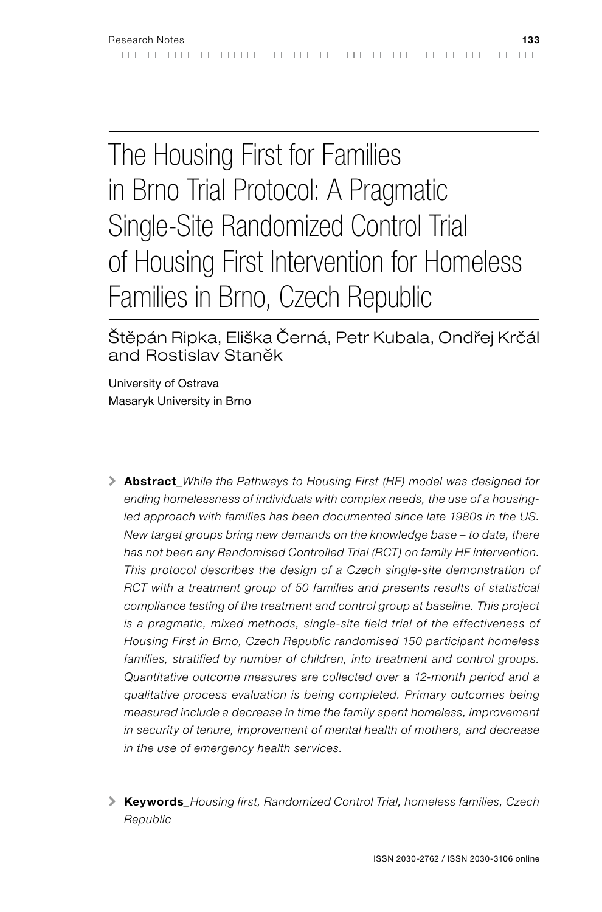# The Housing First for Families in Brno Trial Protocol: A Pragmatic Single-Site Randomized Control Trial of Housing First Intervention for Homeless Families in Brno, Czech Republic

Štěpán Ripka, Eliška Černá, Petr Kubala, Ondřej Krčál and Rostislav Staněk

University of Ostrava
Masaryk University in Brno

> **Abstract**_*While the Pathways to Housing First (HF) model was designed for ending homelessness of individuals with complex needs, the use of a housing-led approach with families has been documented since late 1980s in the US. New target groups bring new demands on the knowledge base – to date, there has not been any Randomised Controlled Trial (RCT) on family HF intervention. This protocol describes the design of a Czech single-site demonstration of RCT with a treatment group of 50 families and presents results of statistical compliance testing of the treatment and control group at baseline. This project is a pragmatic, mixed methods, single-site field trial of the effectiveness of Housing First in Brno, Czech Republic randomised 150 participant homeless families, stratified by number of children, into treatment and control groups. Quantitative outcome measures are collected over a 12-month period and a qualitative process evaluation is being completed. Primary outcomes being measured include a decrease in time the family spent homeless, improvement in security of tenure, improvement of mental health of mothers, and decrease in the use of emergency health services.*

> **Keywords**_*Housing first, Randomized Control Trial, homeless families, Czech Republic*

ISSN 2030-2762 / ISSN 2030-3106 online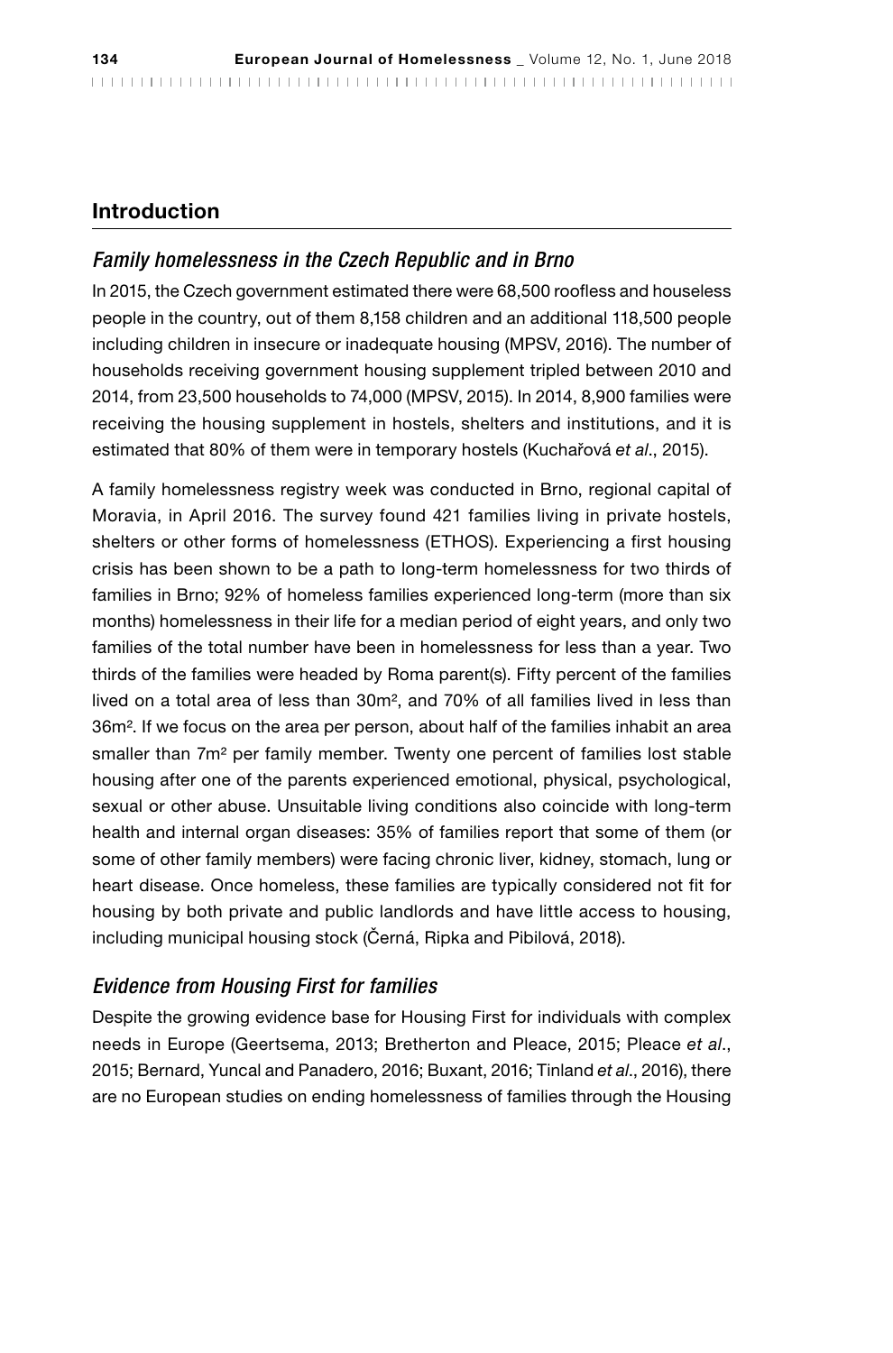## Introduction

### *Family homelessness in the Czech Republic and in Brno*

In 2015, the Czech government estimated there were 68,500 roofless and houseless people in the country, out of them 8,158 children and an additional 118,500 people including children in insecure or inadequate housing (MPSV, 2016). The number of households receiving government housing supplement tripled between 2010 and 2014, from 23,500 households to 74,000 (MPSV, 2015). In 2014, 8,900 families were receiving the housing supplement in hostels, shelters and institutions, and it is estimated that 80% of them were in temporary hostels (Kuchařová *et al*., 2015).

A family homelessness registry week was conducted in Brno, regional capital of Moravia, in April 2016. The survey found 421 families living in private hostels, shelters or other forms of homelessness (ETHOS). Experiencing a first housing crisis has been shown to be a path to long-term homelessness for two thirds of families in Brno; 92% of homeless families experienced long-term (more than six months) homelessness in their life for a median period of eight years, and only two families of the total number have been in homelessness for less than a year. Two thirds of the families were headed by Roma parent(s). Fifty percent of the families lived on a total area of less than 30m², and 70% of all families lived in less than 36m². If we focus on the area per person, about half of the families inhabit an area smaller than 7m² per family member. Twenty one percent of families lost stable housing after one of the parents experienced emotional, physical, psychological, sexual or other abuse. Unsuitable living conditions also coincide with long-term health and internal organ diseases: 35% of families report that some of them (or some of other family members) were facing chronic liver, kidney, stomach, lung or heart disease. Once homeless, these families are typically considered not fit for housing by both private and public landlords and have little access to housing, including municipal housing stock (Černá, Ripka and Pibilová, 2018).

### *Evidence from Housing First for families*

Despite the growing evidence base for Housing First for individuals with complex needs in Europe (Geertsema, 2013; Bretherton and Pleace, 2015; Pleace *et al*., 2015; Bernard, Yuncal and Panadero, 2016; Buxant, 2016; Tinland *et al*., 2016), there are no European studies on ending homelessness of families through the Housing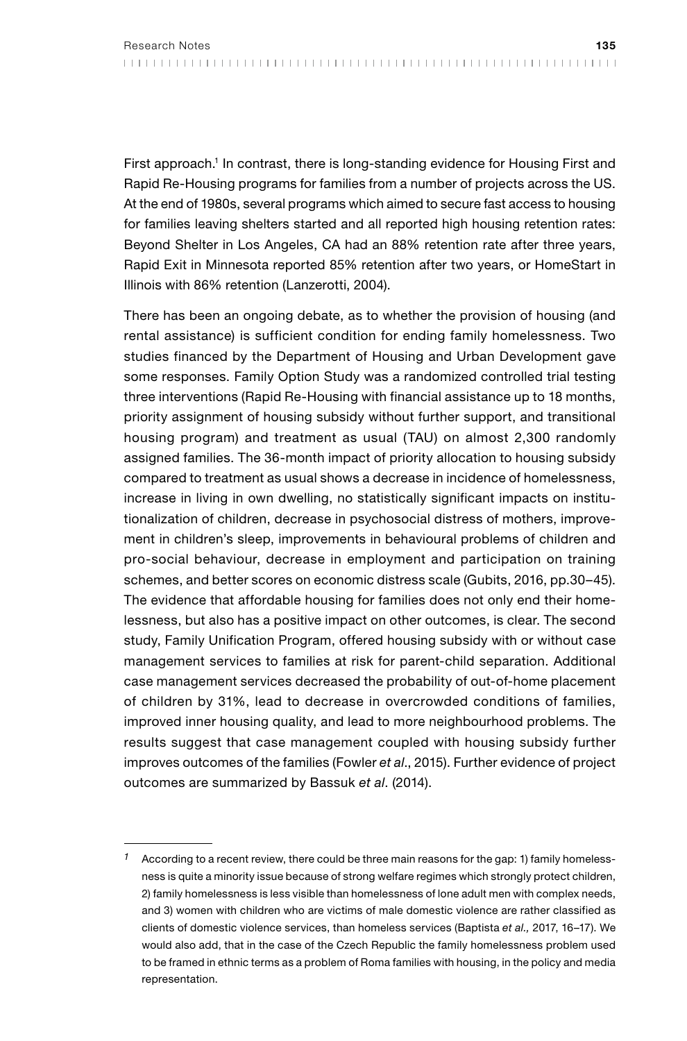First approach.[1] In contrast, there is long-standing evidence for Housing First and Rapid Re-Housing programs for families from a number of projects across the US. At the end of 1980s, several programs which aimed to secure fast access to housing for families leaving shelters started and all reported high housing retention rates: Beyond Shelter in Los Angeles, CA had an 88% retention rate after three years, Rapid Exit in Minnesota reported 85% retention after two years, or HomeStart in Illinois with 86% retention (Lanzerotti, 2004).

There has been an ongoing debate, as to whether the provision of housing (and rental assistance) is sufficient condition for ending family homelessness. Two studies financed by the Department of Housing and Urban Development gave some responses. Family Option Study was a randomized controlled trial testing three interventions (Rapid Re-Housing with financial assistance up to 18 months, priority assignment of housing subsidy without further support, and transitional housing program) and treatment as usual (TAU) on almost 2,300 randomly assigned families. The 36-month impact of priority allocation to housing subsidy compared to treatment as usual shows a decrease in incidence of homelessness, increase in living in own dwelling, no statistically significant impacts on institutionalization of children, decrease in psychosocial distress of mothers, improvement in children's sleep, improvements in behavioural problems of children and pro-social behaviour, decrease in employment and participation on training schemes, and better scores on economic distress scale (Gubits, 2016, pp.30–45). The evidence that affordable housing for families does not only end their homelessness, but also has a positive impact on other outcomes, is clear. The second study, Family Unification Program, offered housing subsidy with or without case management services to families at risk for parent-child separation. Additional case management services decreased the probability of out-of-home placement of children by 31%, lead to decrease in overcrowded conditions of families, improved inner housing quality, and lead to more neighbourhood problems. The results suggest that case management coupled with housing subsidy further improves outcomes of the families (Fowler *et al*., 2015). Further evidence of project outcomes are summarized by Bassuk *et al*. (2014).

---

[1] According to a recent review, there could be three main reasons for the gap: 1) family homelessness is quite a minority issue because of strong welfare regimes which strongly protect children, 2) family homelessness is less visible than homelessness of lone adult men with complex needs, and 3) women with children who are victims of male domestic violence are rather classified as clients of domestic violence services, than homeless services (Baptista *et al.,* 2017, 16–17). We would also add, that in the case of the Czech Republic the family homelessness problem used to be framed in ethnic terms as a problem of Roma families with housing, in the policy and media representation.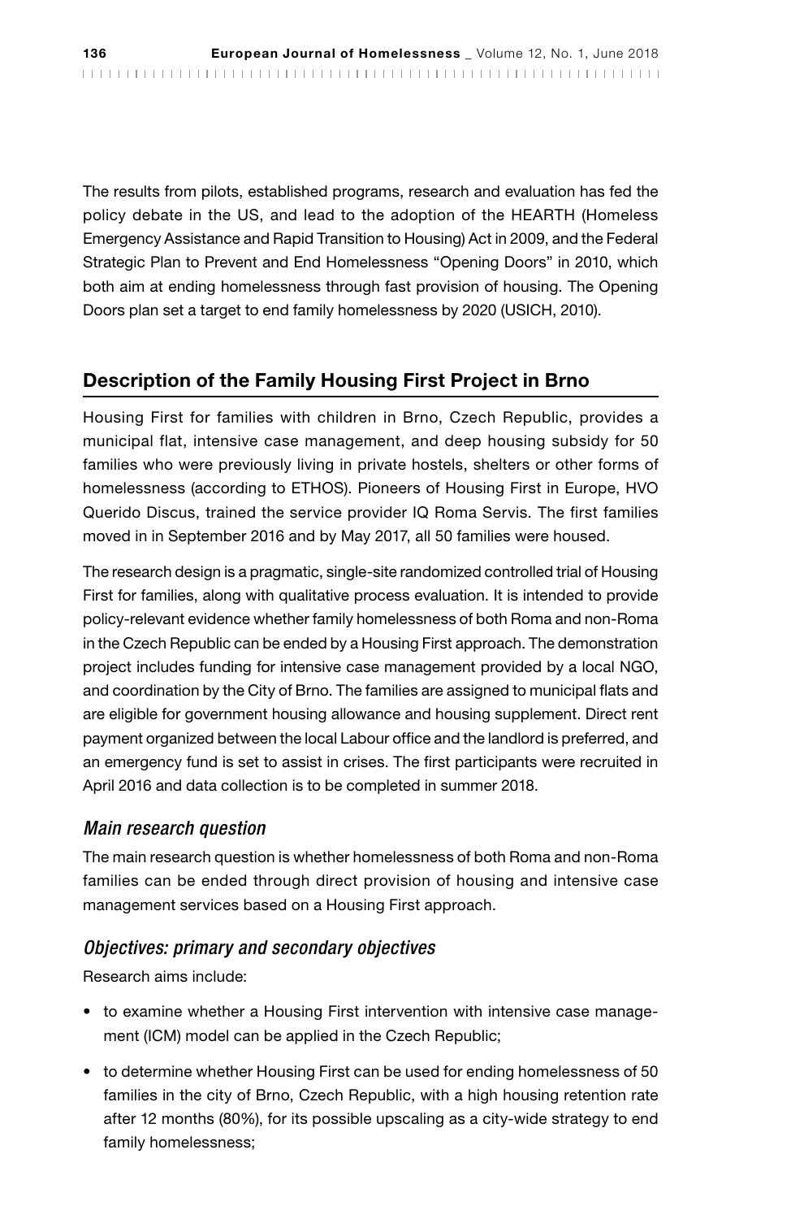The results from pilots, established programs, research and evaluation has fed the policy debate in the US, and lead to the adoption of the HEARTH (Homeless Emergency Assistance and Rapid Transition to Housing) Act in 2009, and the Federal Strategic Plan to Prevent and End Homelessness "Opening Doors" in 2010, which both aim at ending homelessness through fast provision of housing. The Opening Doors plan set a target to end family homelessness by 2020 (USICH, 2010).

## Description of the Family Housing First Project in Brno

Housing First for families with children in Brno, Czech Republic, provides a municipal flat, intensive case management, and deep housing subsidy for 50 families who were previously living in private hostels, shelters or other forms of homelessness (according to ETHOS). Pioneers of Housing First in Europe, HVO Querido Discus, trained the service provider IQ Roma Servis. The first families moved in in September 2016 and by May 2017, all 50 families were housed.

The research design is a pragmatic, single-site randomized controlled trial of Housing First for families, along with qualitative process evaluation. It is intended to provide policy-relevant evidence whether family homelessness of both Roma and non-Roma in the Czech Republic can be ended by a Housing First approach. The demonstration project includes funding for intensive case management provided by a local NGO, and coordination by the City of Brno. The families are assigned to municipal flats and are eligible for government housing allowance and housing supplement. Direct rent payment organized between the local Labour office and the landlord is preferred, and an emergency fund is set to assist in crises. The first participants were recruited in April 2016 and data collection is to be completed in summer 2018.

### *Main research question*

The main research question is whether homelessness of both Roma and non-Roma families can be ended through direct provision of housing and intensive case management services based on a Housing First approach.

### *Objectives: primary and secondary objectives*

Research aims include:

- to examine whether a Housing First intervention with intensive case management (ICM) model can be applied in the Czech Republic;
- to determine whether Housing First can be used for ending homelessness of 50 families in the city of Brno, Czech Republic, with a high housing retention rate after 12 months (80%), for its possible upscaling as a city-wide strategy to end family homelessness;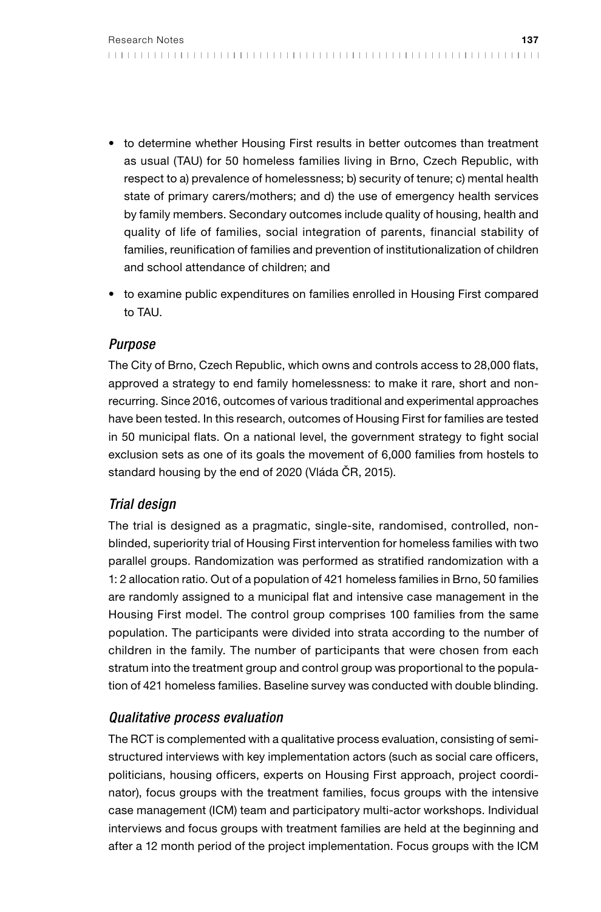- to determine whether Housing First results in better outcomes than treatment as usual (TAU) for 50 homeless families living in Brno, Czech Republic, with respect to a) prevalence of homelessness; b) security of tenure; c) mental health state of primary carers/mothers; and d) the use of emergency health services by family members. Secondary outcomes include quality of housing, health and quality of life of families, social integration of parents, financial stability of families, reunification of families and prevention of institutionalization of children and school attendance of children; and
- to examine public expenditures on families enrolled in Housing First compared to TAU.

### *Purpose*

The City of Brno, Czech Republic, which owns and controls access to 28,000 flats, approved a strategy to end family homelessness: to make it rare, short and non-recurring. Since 2016, outcomes of various traditional and experimental approaches have been tested. In this research, outcomes of Housing First for families are tested in 50 municipal flats. On a national level, the government strategy to fight social exclusion sets as one of its goals the movement of 6,000 families from hostels to standard housing by the end of 2020 (Vláda ČR, 2015).

### *Trial design*

The trial is designed as a pragmatic, single-site, randomised, controlled, non-blinded, superiority trial of Housing First intervention for homeless families with two parallel groups. Randomization was performed as stratified randomization with a 1: 2 allocation ratio. Out of a population of 421 homeless families in Brno, 50 families are randomly assigned to a municipal flat and intensive case management in the Housing First model. The control group comprises 100 families from the same population. The participants were divided into strata according to the number of children in the family. The number of participants that were chosen from each stratum into the treatment group and control group was proportional to the population of 421 homeless families. Baseline survey was conducted with double blinding.

### *Qualitative process evaluation*

The RCT is complemented with a qualitative process evaluation, consisting of semi-structured interviews with key implementation actors (such as social care officers, politicians, housing officers, experts on Housing First approach, project coordinator), focus groups with the treatment families, focus groups with the intensive case management (ICM) team and participatory multi-actor workshops. Individual interviews and focus groups with treatment families are held at the beginning and after a 12 month period of the project implementation. Focus groups with the ICM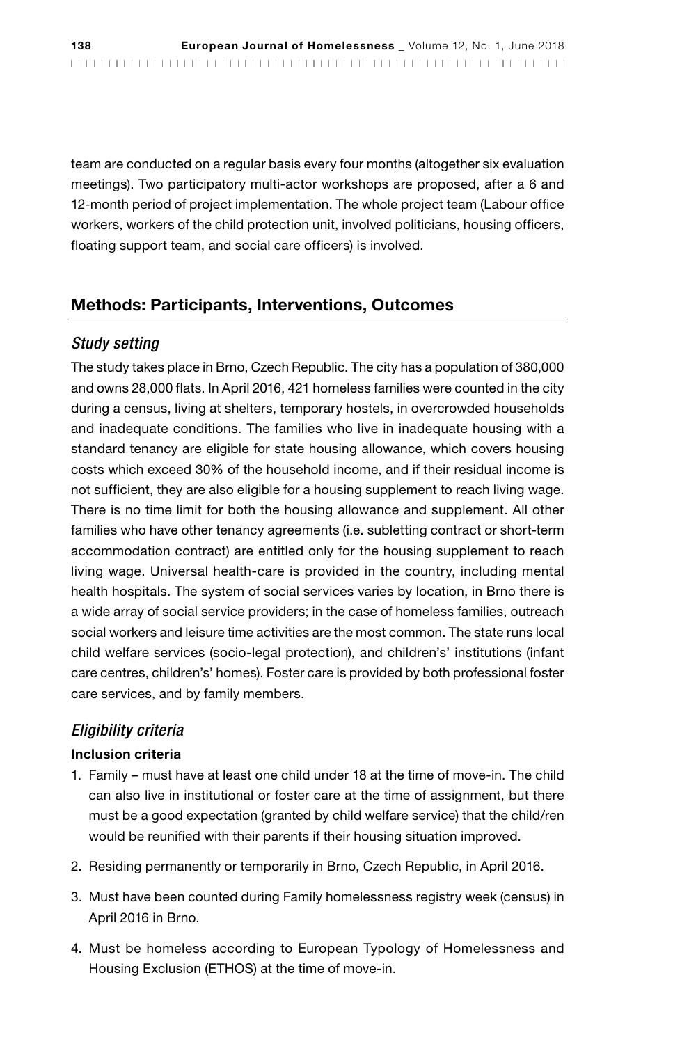team are conducted on a regular basis every four months (altogether six evaluation meetings). Two participatory multi-actor workshops are proposed, after a 6 and 12-month period of project implementation. The whole project team (Labour office workers, workers of the child protection unit, involved politicians, housing officers, floating support team, and social care officers) is involved.

## Methods: Participants, Interventions, Outcomes

### *Study setting*

The study takes place in Brno, Czech Republic. The city has a population of 380,000 and owns 28,000 flats. In April 2016, 421 homeless families were counted in the city during a census, living at shelters, temporary hostels, in overcrowded households and inadequate conditions. The families who live in inadequate housing with a standard tenancy are eligible for state housing allowance, which covers housing costs which exceed 30% of the household income, and if their residual income is not sufficient, they are also eligible for a housing supplement to reach living wage. There is no time limit for both the housing allowance and supplement. All other families who have other tenancy agreements (i.e. subletting contract or short-term accommodation contract) are entitled only for the housing supplement to reach living wage. Universal health-care is provided in the country, including mental health hospitals. The system of social services varies by location, in Brno there is a wide array of social service providers; in the case of homeless families, outreach social workers and leisure time activities are the most common. The state runs local child welfare services (socio-legal protection), and childrens' institutions (infant care centres, childrens' homes). Foster care is provided by both professional foster care services, and by family members.

### *Eligibility criteria*

**Inclusion criteria**

1. Family – must have at least one child under 18 at the time of move-in. The child can also live in institutional or foster care at the time of assignment, but there must be a good expectation (granted by child welfare service) that the child/ren would be reunified with their parents if their housing situation improved.
2. Residing permanently or temporarily in Brno, Czech Republic, in April 2016.
3. Must have been counted during Family homelessness registry week (census) in April 2016 in Brno.
4. Must be homeless according to European Typology of Homelessness and Housing Exclusion (ETHOS) at the time of move-in.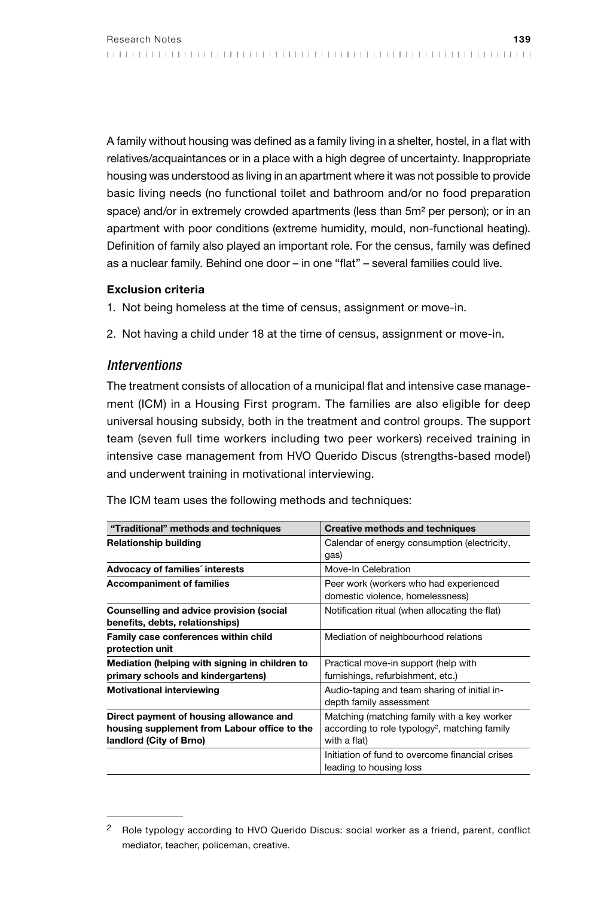A family without housing was defined as a family living in a shelter, hostel, in a flat with relatives/acquaintances or in a place with a high degree of uncertainty. Inappropriate housing was understood as living in an apartment where it was not possible to provide basic living needs (no functional toilet and bathroom and/or no food preparation space) and/or in extremely crowded apartments (less than 5m² per person); or in an apartment with poor conditions (extreme humidity, mould, non-functional heating). Definition of family also played an important role. For the census, family was defined as a nuclear family. Behind one door – in one "flat" – several families could live.

**Exclusion criteria**

1. Not being homeless at the time of census, assignment or move-in.
2. Not having a child under 18 at the time of census, assignment or move-in.

## *Interventions*

The treatment consists of allocation of a municipal flat and intensive case management (ICM) in a Housing First program. The families are also eligible for deep universal housing subsidy, both in the treatment and control groups. The support team (seven full time workers including two peer workers) received training in intensive case management from HVO Querido Discus (strengths-based model) and underwent training in motivational interviewing.

The ICM team uses the following methods and techniques:

| "Traditional" methods and techniques | Creative methods and techniques |
|---|---|
| **Relationship building** | Calendar of energy consumption (electricity, gas) |
| **Advocacy of families´ interests** | Move-In Celebration |
| **Accompaniment of families** | Peer work (workers who had experienced domestic violence, homelessness) |
| **Counselling and advice provision (social benefits, debts, relationships)** | Notification ritual (when allocating the flat) |
| **Family case conferences within child protection unit** | Mediation of neighbourhood relations |
| **Mediation (helping with signing in children to primary schools and kindergartens)** | Practical move-in support (help with furnishings, refurbishment, etc.) |
| **Motivational interviewing** | Audio-taping and team sharing of initial in-depth family assessment |
| **Direct payment of housing allowance and housing supplement from Labour office to the landlord (City of Brno)** | Matching (matching family with a key worker according to role typology[2], matching family with a flat) |
| | Initiation of fund to overcome financial crises leading to housing loss |

[2] Role typology according to HVO Querido Discus: social worker as a friend, parent, conflict mediator, teacher, policeman, creative.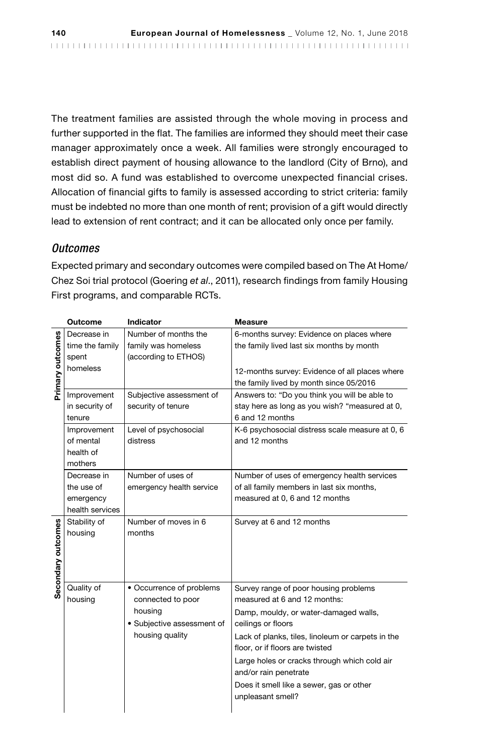The treatment families are assisted through the whole moving in process and further supported in the flat. The families are informed they should meet their case manager approximately once a week. All families were strongly encouraged to establish direct payment of housing allowance to the landlord (City of Brno), and most did so. A fund was established to overcome unexpected financial crises. Allocation of financial gifts to family is assessed according to strict criteria: family must be indebted no more than one month of rent; provision of a gift would directly lead to extension of rent contract; and it can be allocated only once per family.

### *Outcomes*

Expected primary and secondary outcomes were compiled based on The At Home/ Chez Soi trial protocol (Goering *et al*., 2011), research findings from family Housing First programs, and comparable RCTs.

| | Outcome | Indicator | Measure |
|---|---|---|---|
| Primary outcomes | Decrease in time the family spent homeless | Number of months the family was homeless (according to ETHOS) | 6-months survey: Evidence on places where the family lived last six months by month<br><br>12-months survey: Evidence of all places where the family lived by month since 05/2016 |
| | Improvement in security of tenure | Subjective assessment of security of tenure | Answers to: "Do you think you will be able to stay here as long as you wish? "measured at 0, 6 and 12 months |
| | Improvement of mental health of mothers | Level of psychosocial distress | K-6 psychosocial distress scale measure at 0, 6 and 12 months |
| | Decrease in the use of emergency health services | Number of uses of emergency health service | Number of uses of emergency health services of all family members in last six months, measured at 0, 6 and 12 months |
| Secondary outcomes | Stability of housing | Number of moves in 6 months | Survey at 6 and 12 months |
| | Quality of housing | • Occurrence of problems connected to poor housing<br>• Subjective assessment of housing quality | Survey range of poor housing problems measured at 6 and 12 months:<br>Damp, mouldy, or water-damaged walls, ceilings or floors<br>Lack of planks, tiles, linoleum or carpets in the floor, or if floors are twisted<br>Large holes or cracks through which cold air and/or rain penetrate<br>Does it smell like a sewer, gas or other unpleasant smell? |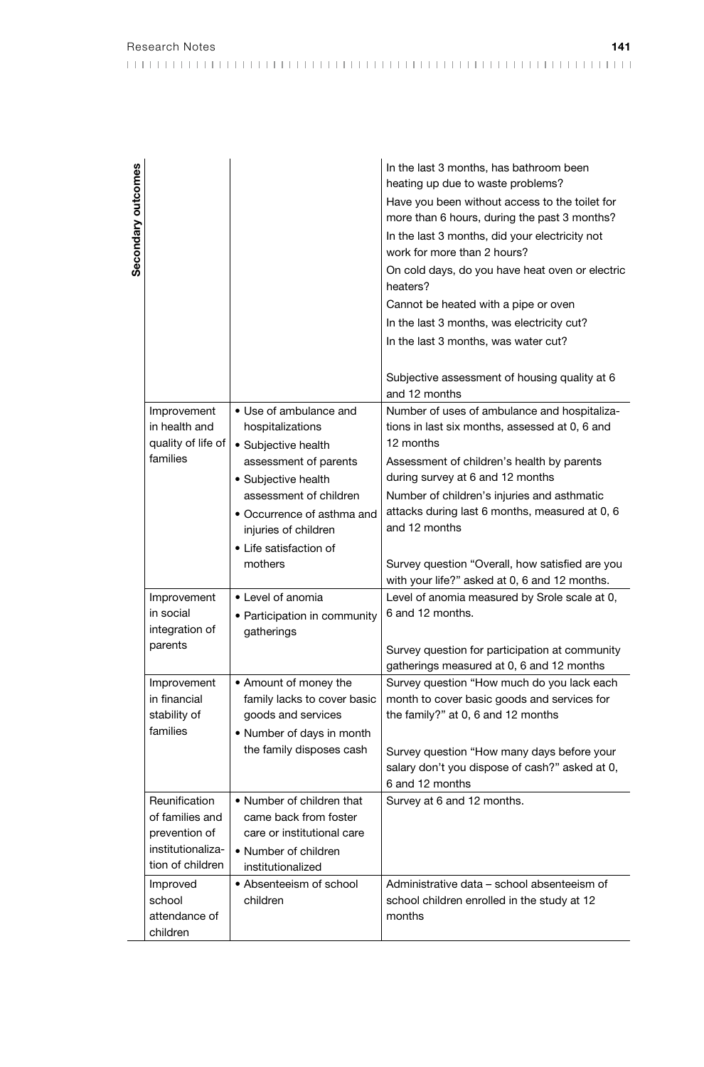| | | | |
|---|---|---|---|
| Secondary outcomes | | | In the last 3 months, has bathroom been heating up due to waste problems?<br>Have you been without access to the toilet for more than 6 hours, during the past 3 months?<br>In the last 3 months, did your electricity not work for more than 2 hours?<br>On cold days, do you have heat oven or electric heaters?<br>Cannot be heated with a pipe or oven<br>In the last 3 months, was electricity cut?<br>In the last 3 months, was water cut?<br><br>Subjective assessment of housing quality at 6 and 12 months |
| | Improvement in health and quality of life of families | • Use of ambulance and hospitalizations<br>• Subjective health assessment of parents<br>• Subjective health assessment of children<br>• Occurrence of asthma and injuries of children<br>• Life satisfaction of mothers | Number of uses of ambulance and hospitalizations in last six months, assessed at 0, 6 and 12 months<br>Assessment of children's health by parents during survey at 6 and 12 months<br>Number of children's injuries and asthmatic attacks during last 6 months, measured at 0, 6 and 12 months<br><br>Survey question "Overall, how satisfied are you with your life?" asked at 0, 6 and 12 months. |
| | Improvement in social integration of parents | • Level of anomia<br>• Participation in community gatherings | Level of anomia measured by Srole scale at 0, 6 and 12 months.<br><br>Survey question for participation at community gatherings measured at 0, 6 and 12 months |
| | Improvement in financial stability of families | • Amount of money the family lacks to cover basic goods and services<br>• Number of days in month the family disposes cash | Survey question "How much do you lack each month to cover basic goods and services for the family?" at 0, 6 and 12 months<br><br>Survey question "How many days before your salary don't you dispose of cash?" asked at 0, 6 and 12 months |
| | Reunification of families and prevention of institutionalization of children | • Number of children that came back from foster care or institutional care<br>• Number of children institutionalized | Survey at 6 and 12 months. |
| | Improved school attendance of children | • Absenteeism of school children | Administrative data – school absenteeism of school children enrolled in the study at 12 months |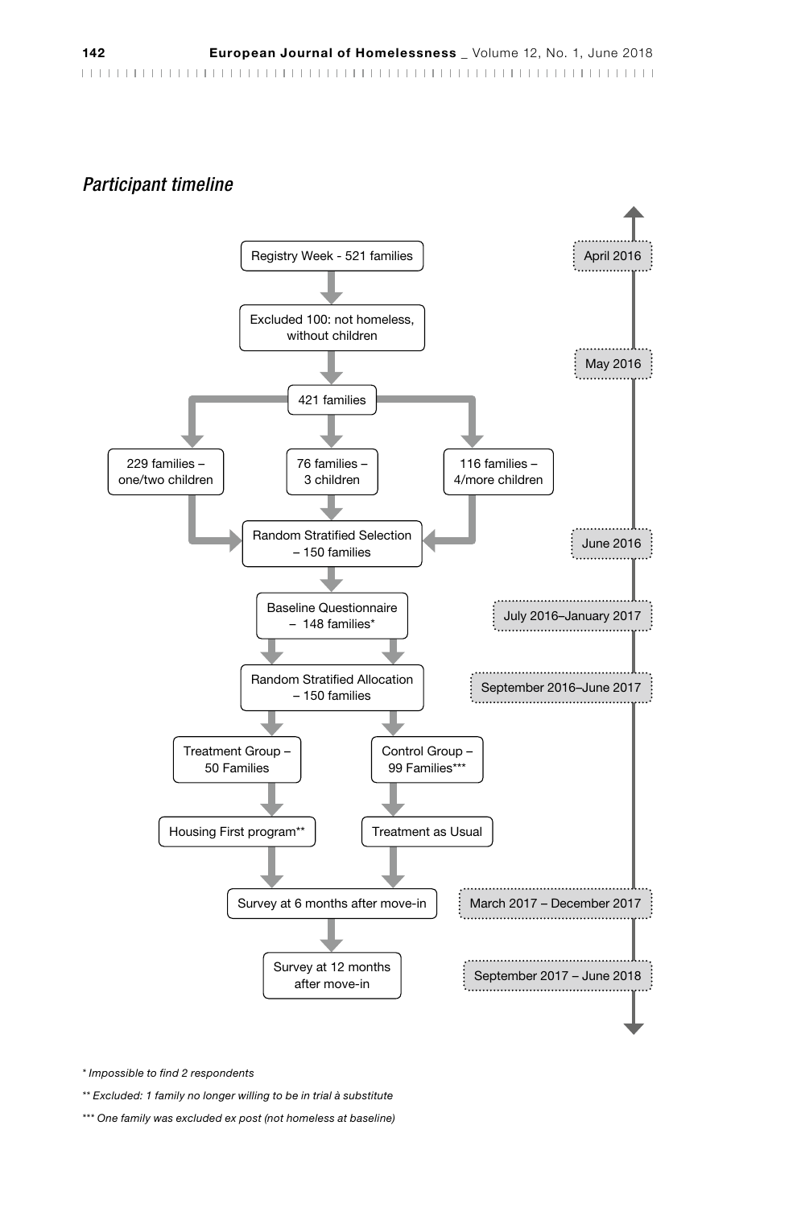*Participant timeline*

| Step | Timeline |
| --- | --- |
| Registry Week - 521 families | April 2016 |
| Excluded 100: not homeless, without children | May 2016 |
| 421 families → 229 families – one/two children; 76 families – 3 children; 116 families – 4/more children | |
| Random Stratified Selection – 150 families | June 2016 |
| Baseline Questionnaire – 148 families* | July 2016–January 2017 |
| Random Stratified Allocation – 150 families | September 2016–June 2017 |
| Treatment Group – 50 Families → Housing First program** ; Control Group – 99 Families*** → Treatment as Usual | |
| Survey at 6 months after move-in | March 2017 – December 2017 |
| Survey at 12 months after move-in | September 2017 – June 2018 |

*\* Impossible to find 2 respondents*

*\*\* Excluded: 1 family no longer willing to be in trial à substitute*

*\*\*\* One family was excluded ex post (not homeless at baseline)*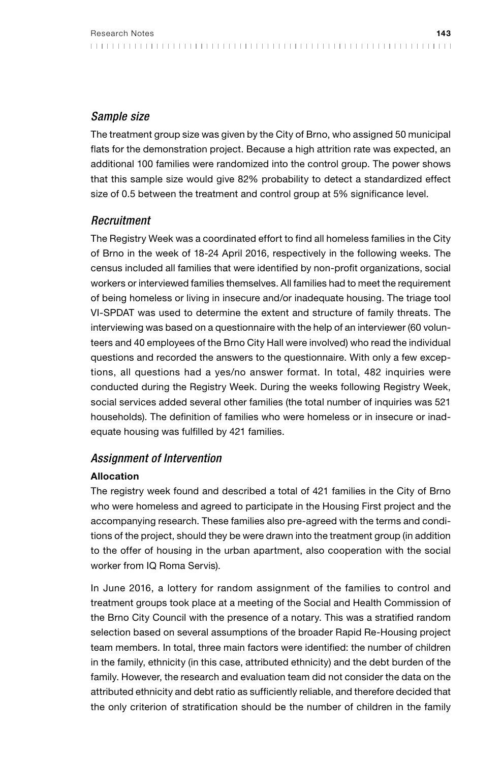### *Sample size*

The treatment group size was given by the City of Brno, who assigned 50 municipal flats for the demonstration project. Because a high attrition rate was expected, an additional 100 families were randomized into the control group. The power shows that this sample size would give 82% probability to detect a standardized effect size of 0.5 between the treatment and control group at 5% significance level.

### *Recruitment*

The Registry Week was a coordinated effort to find all homeless families in the City of Brno in the week of 18-24 April 2016, respectively in the following weeks. The census included all families that were identified by non-profit organizations, social workers or interviewed families themselves. All families had to meet the requirement of being homeless or living in insecure and/or inadequate housing. The triage tool VI-SPDAT was used to determine the extent and structure of family threats. The interviewing was based on a questionnaire with the help of an interviewer (60 volunteers and 40 employees of the Brno City Hall were involved) who read the individual questions and recorded the answers to the questionnaire. With only a few exceptions, all questions had a yes/no answer format. In total, 482 inquiries were conducted during the Registry Week. During the weeks following Registry Week, social services added several other families (the total number of inquiries was 521 households). The definition of families who were homeless or in insecure or inadequate housing was fulfilled by 421 families.

### *Assignment of Intervention*

**Allocation**

The registry week found and described a total of 421 families in the City of Brno who were homeless and agreed to participate in the Housing First project and the accompanying research. These families also pre-agreed with the terms and conditions of the project, should they be were drawn into the treatment group (in addition to the offer of housing in the urban apartment, also cooperation with the social worker from IQ Roma Servis).

In June 2016, a lottery for random assignment of the families to control and treatment groups took place at a meeting of the Social and Health Commission of the Brno City Council with the presence of a notary. This was a stratified random selection based on several assumptions of the broader Rapid Re-Housing project team members. In total, three main factors were identified: the number of children in the family, ethnicity (in this case, attributed ethnicity) and the debt burden of the family. However, the research and evaluation team did not consider the data on the attributed ethnicity and debt ratio as sufficiently reliable, and therefore decided that the only criterion of stratification should be the number of children in the family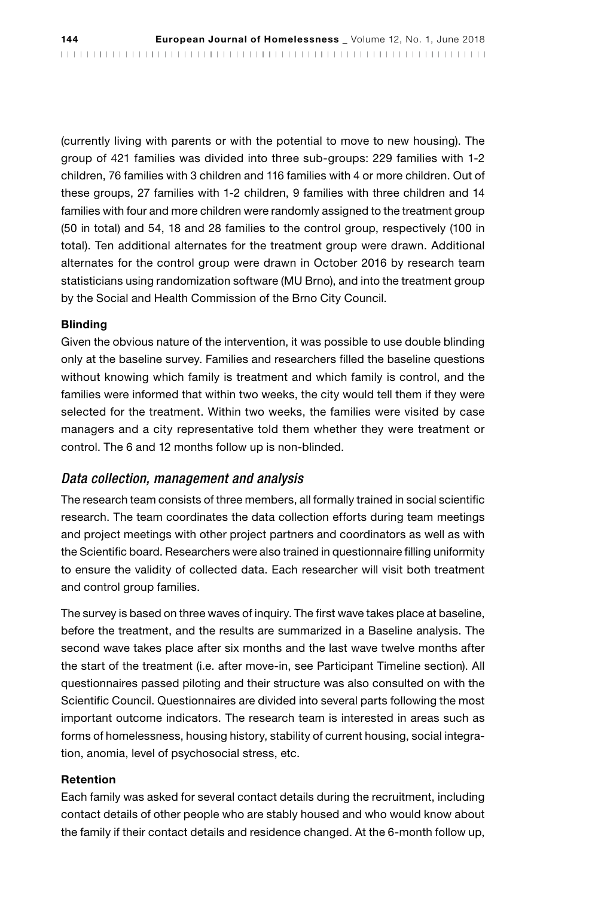(currently living with parents or with the potential to move to new housing). The group of 421 families was divided into three sub-groups: 229 families with 1-2 children, 76 families with 3 children and 116 families with 4 or more children. Out of these groups, 27 families with 1-2 children, 9 families with three children and 14 families with four and more children were randomly assigned to the treatment group (50 in total) and 54, 18 and 28 families to the control group, respectively (100 in total). Ten additional alternates for the treatment group were drawn. Additional alternates for the control group were drawn in October 2016 by research team statisticians using randomization software (MU Brno), and into the treatment group by the Social and Health Commission of the Brno City Council.

**Blinding**

Given the obvious nature of the intervention, it was possible to use double blinding only at the baseline survey. Families and researchers filled the baseline questions without knowing which family is treatment and which family is control, and the families were informed that within two weeks, the city would tell them if they were selected for the treatment. Within two weeks, the families were visited by case managers and a city representative told them whether they were treatment or control. The 6 and 12 months follow up is non-blinded.

## *Data collection, management and analysis*

The research team consists of three members, all formally trained in social scientific research. The team coordinates the data collection efforts during team meetings and project meetings with other project partners and coordinators as well as with the Scientific board. Researchers were also trained in questionnaire filling uniformity to ensure the validity of collected data. Each researcher will visit both treatment and control group families.

The survey is based on three waves of inquiry. The first wave takes place at baseline, before the treatment, and the results are summarized in a Baseline analysis. The second wave takes place after six months and the last wave twelve months after the start of the treatment (i.e. after move-in, see Participant Timeline section). All questionnaires passed piloting and their structure was also consulted on with the Scientific Council. Questionnaires are divided into several parts following the most important outcome indicators. The research team is interested in areas such as forms of homelessness, housing history, stability of current housing, social integration, anomia, level of psychosocial stress, etc.

**Retention**

Each family was asked for several contact details during the recruitment, including contact details of other people who are stably housed and who would know about the family if their contact details and residence changed. At the 6-month follow up,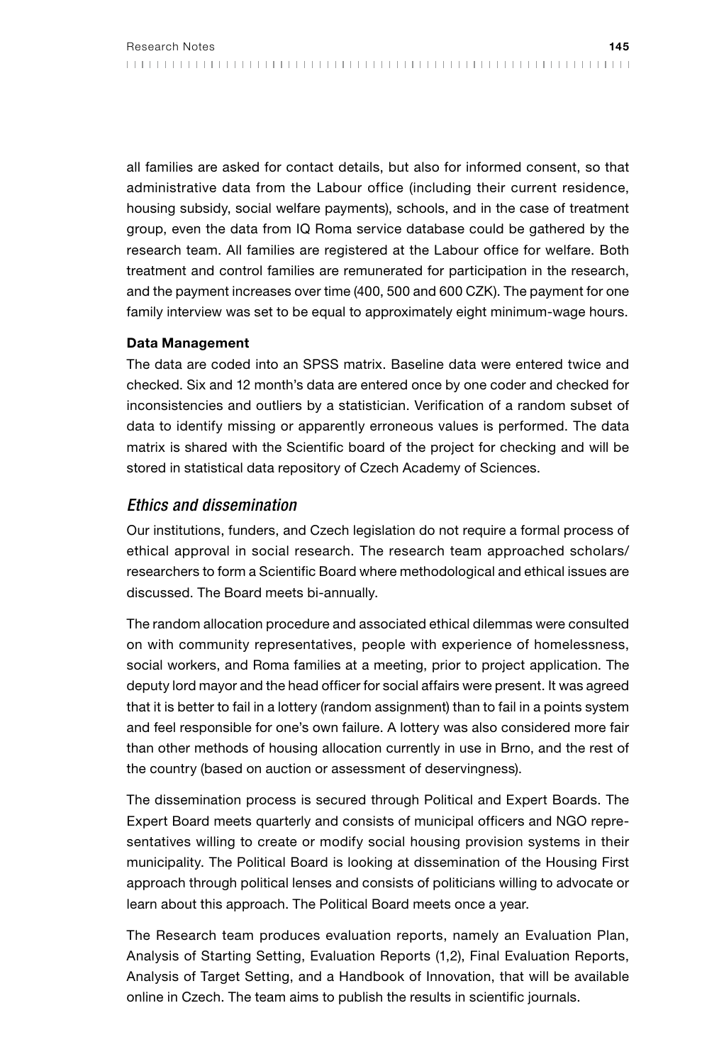all families are asked for contact details, but also for informed consent, so that administrative data from the Labour office (including their current residence, housing subsidy, social welfare payments), schools, and in the case of treatment group, even the data from IQ Roma service database could be gathered by the research team. All families are registered at the Labour office for welfare. Both treatment and control families are remunerated for participation in the research, and the payment increases over time (400, 500 and 600 CZK). The payment for one family interview was set to be equal to approximately eight minimum-wage hours.

**Data Management**

The data are coded into an SPSS matrix. Baseline data were entered twice and checked. Six and 12 month's data are entered once by one coder and checked for inconsistencies and outliers by a statistician. Verification of a random subset of data to identify missing or apparently erroneous values is performed. The data matrix is shared with the Scientific board of the project for checking and will be stored in statistical data repository of Czech Academy of Sciences.

## *Ethics and dissemination*

Our institutions, funders, and Czech legislation do not require a formal process of ethical approval in social research. The research team approached scholars/researchers to form a Scientific Board where methodological and ethical issues are discussed. The Board meets bi-annually.

The random allocation procedure and associated ethical dilemmas were consulted on with community representatives, people with experience of homelessness, social workers, and Roma families at a meeting, prior to project application. The deputy lord mayor and the head officer for social affairs were present. It was agreed that it is better to fail in a lottery (random assignment) than to fail in a points system and feel responsible for one's own failure. A lottery was also considered more fair than other methods of housing allocation currently in use in Brno, and the rest of the country (based on auction or assessment of deservingness).

The dissemination process is secured through Political and Expert Boards. The Expert Board meets quarterly and consists of municipal officers and NGO representatives willing to create or modify social housing provision systems in their municipality. The Political Board is looking at dissemination of the Housing First approach through political lenses and consists of politicians willing to advocate or learn about this approach. The Political Board meets once a year.

The Research team produces evaluation reports, namely an Evaluation Plan, Analysis of Starting Setting, Evaluation Reports (1,2), Final Evaluation Reports, Analysis of Target Setting, and a Handbook of Innovation, that will be available online in Czech. The team aims to publish the results in scientific journals.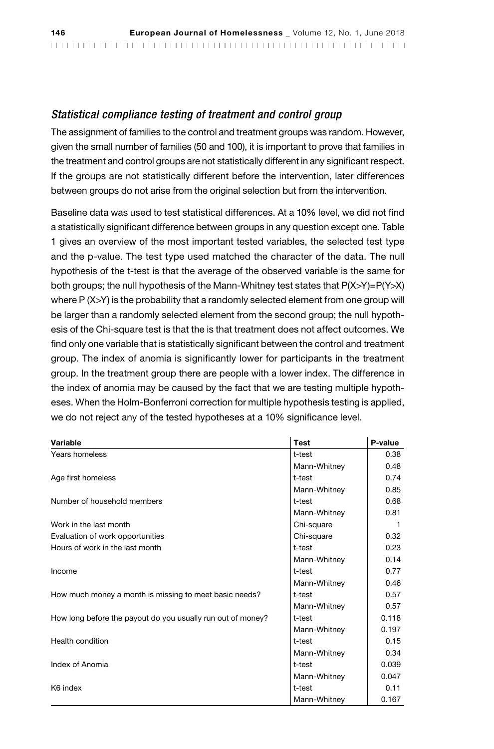### *Statistical compliance testing of treatment and control group*

The assignment of families to the control and treatment groups was random. However, given the small number of families (50 and 100), it is important to prove that families in the treatment and control groups are not statistically different in any significant respect. If the groups are not statistically different before the intervention, later differences between groups do not arise from the original selection but from the intervention.

Baseline data was used to test statistical differences. At a 10% level, we did not find a statistically significant difference between groups in any question except one. Table 1 gives an overview of the most important tested variables, the selected test type and the p-value. The test type used matched the character of the data. The null hypothesis of the t-test is that the average of the observed variable is the same for both groups; the null hypothesis of the Mann-Whitney test states that $P(X>Y)=P(Y>X)$ where $P(X>Y)$ is the probability that a randomly selected element from one group will be larger than a randomly selected element from the second group; the null hypothesis of the Chi-square test is that the is that treatment does not affect outcomes. We find only one variable that is statistically significant between the control and treatment group. The index of anomia is significantly lower for participants in the treatment group. In the treatment group there are people with a lower index. The difference in the index of anomia may be caused by the fact that we are testing multiple hypotheses. When the Holm-Bonferroni correction for multiple hypothesis testing is applied, we do not reject any of the tested hypotheses at a 10% significance level.

| Variable | Test | P-value |
|---|---|---|
| Years homeless | t-test | 0.38 |
| | Mann-Whitney | 0.48 |
| Age first homeless | t-test | 0.74 |
| | Mann-Whitney | 0.85 |
| Number of household members | t-test | 0.68 |
| | Mann-Whitney | 0.81 |
| Work in the last month | Chi-square | 1 |
| Evaluation of work opportunities | Chi-square | 0.32 |
| Hours of work in the last month | t-test | 0.23 |
| | Mann-Whitney | 0.14 |
| Income | t-test | 0.77 |
| | Mann-Whitney | 0.46 |
| How much money a month is missing to meet basic needs? | t-test | 0.57 |
| | Mann-Whitney | 0.57 |
| How long before the payout do you usually run out of money? | t-test | 0.118 |
| | Mann-Whitney | 0.197 |
| Health condition | t-test | 0.15 |
| | Mann-Whitney | 0.34 |
| Index of Anomia | t-test | 0.039 |
| | Mann-Whitney | 0.047 |
| K6 index | t-test | 0.11 |
| | Mann-Whitney | 0.167 |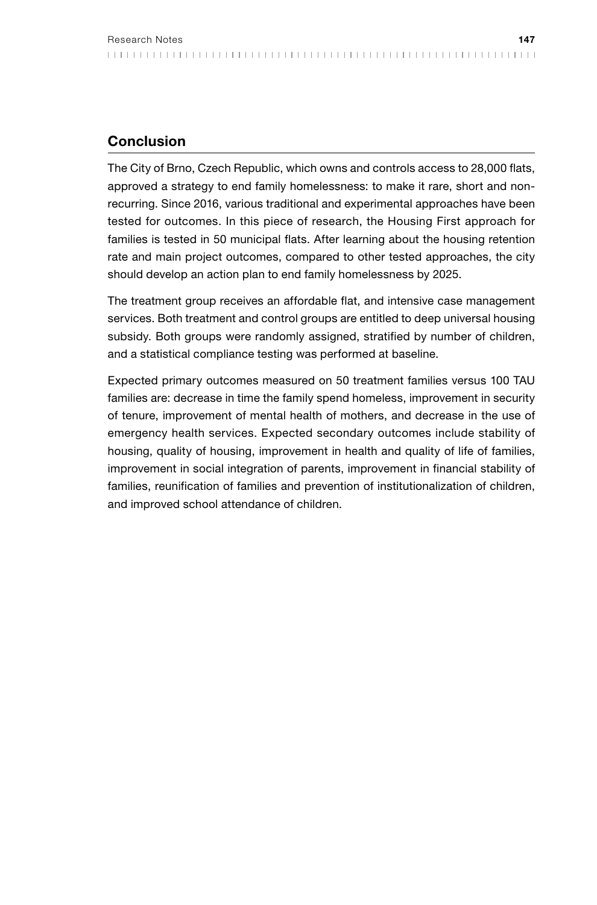## Conclusion

The City of Brno, Czech Republic, which owns and controls access to 28,000 flats, approved a strategy to end family homelessness: to make it rare, short and non-recurring. Since 2016, various traditional and experimental approaches have been tested for outcomes. In this piece of research, the Housing First approach for families is tested in 50 municipal flats. After learning about the housing retention rate and main project outcomes, compared to other tested approaches, the city should develop an action plan to end family homelessness by 2025.

The treatment group receives an affordable flat, and intensive case management services. Both treatment and control groups are entitled to deep universal housing subsidy. Both groups were randomly assigned, stratified by number of children, and a statistical compliance testing was performed at baseline.

Expected primary outcomes measured on 50 treatment families versus 100 TAU families are: decrease in time the family spend homeless, improvement in security of tenure, improvement of mental health of mothers, and decrease in the use of emergency health services. Expected secondary outcomes include stability of housing, quality of housing, improvement in health and quality of life of families, improvement in social integration of parents, improvement in financial stability of families, reunification of families and prevention of institutionalization of children, and improved school attendance of children.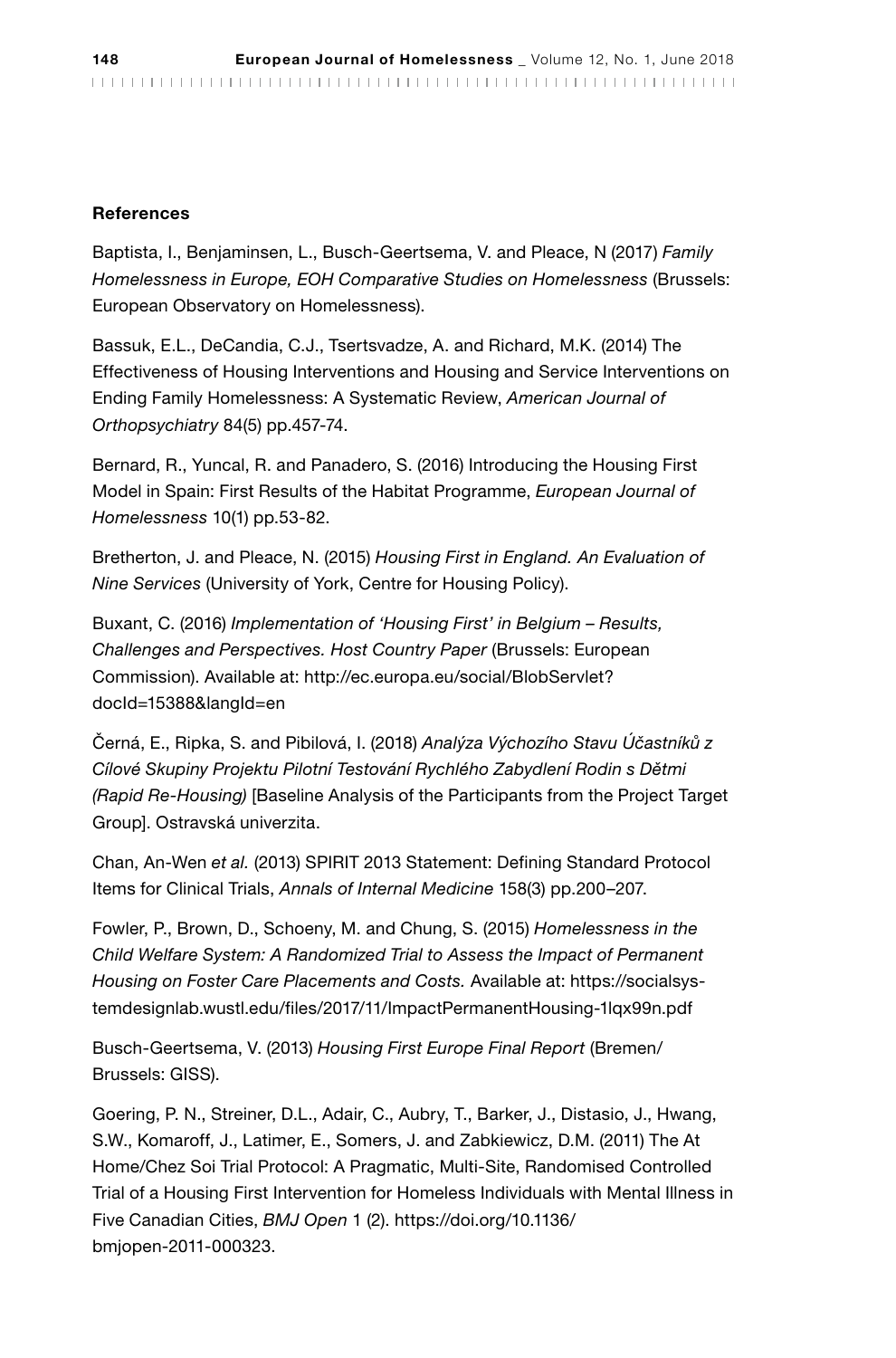### References

Baptista, I., Benjaminsen, L., Busch-Geertsema, V. and Pleace, N (2017) *Family Homelessness in Europe, EOH Comparative Studies on Homelessness* (Brussels: European Observatory on Homelessness).

Bassuk, E.L., DeCandia, C.J., Tsertsvadze, A. and Richard, M.K. (2014) The Effectiveness of Housing Interventions and Housing and Service Interventions on Ending Family Homelessness: A Systematic Review, *American Journal of Orthopsychiatry* 84(5) pp.457-74.

Bernard, R., Yuncal, R. and Panadero, S. (2016) Introducing the Housing First Model in Spain: First Results of the Habitat Programme, *European Journal of Homelessness* 10(1) pp.53-82.

Bretherton, J. and Pleace, N. (2015) *Housing First in England. An Evaluation of Nine Services* (University of York, Centre for Housing Policy).

Buxant, C. (2016) *Implementation of 'Housing First' in Belgium – Results, Challenges and Perspectives. Host Country Paper* (Brussels: European Commission). Available at: http://ec.europa.eu/social/BlobServlet?docId=15388&langId=en

Černá, E., Ripka, S. and Pibilová, I. (2018) *Analýza Výchozího Stavu Účastníků z Cílové Skupiny Projektu Pilotní Testování Rychlého Zabydlení Rodin s Dětmi (Rapid Re-Housing)* [Baseline Analysis of the Participants from the Project Target Group]. Ostravská univerzita.

Chan, An-Wen *et al.* (2013) SPIRIT 2013 Statement: Defining Standard Protocol Items for Clinical Trials, *Annals of Internal Medicine* 158(3) pp.200–207.

Fowler, P., Brown, D., Schoeny, M. and Chung, S. (2015) *Homelessness in the Child Welfare System: A Randomized Trial to Assess the Impact of Permanent Housing on Foster Care Placements and Costs.* Available at: https://socialsystemdesignlab.wustl.edu/files/2017/11/ImpactPermanentHousing-1lqx99n.pdf

Busch-Geertsema, V. (2013) *Housing First Europe Final Report* (Bremen/Brussels: GISS).

Goering, P. N., Streiner, D.L., Adair, C., Aubry, T., Barker, J., Distasio, J., Hwang, S.W., Komaroff, J., Latimer, E., Somers, J. and Zabkiewicz, D.M. (2011) The At Home/Chez Soi Trial Protocol: A Pragmatic, Multi-Site, Randomised Controlled Trial of a Housing First Intervention for Homeless Individuals with Mental Illness in Five Canadian Cities, *BMJ Open* 1 (2). https://doi.org/10.1136/bmjopen-2011-000323.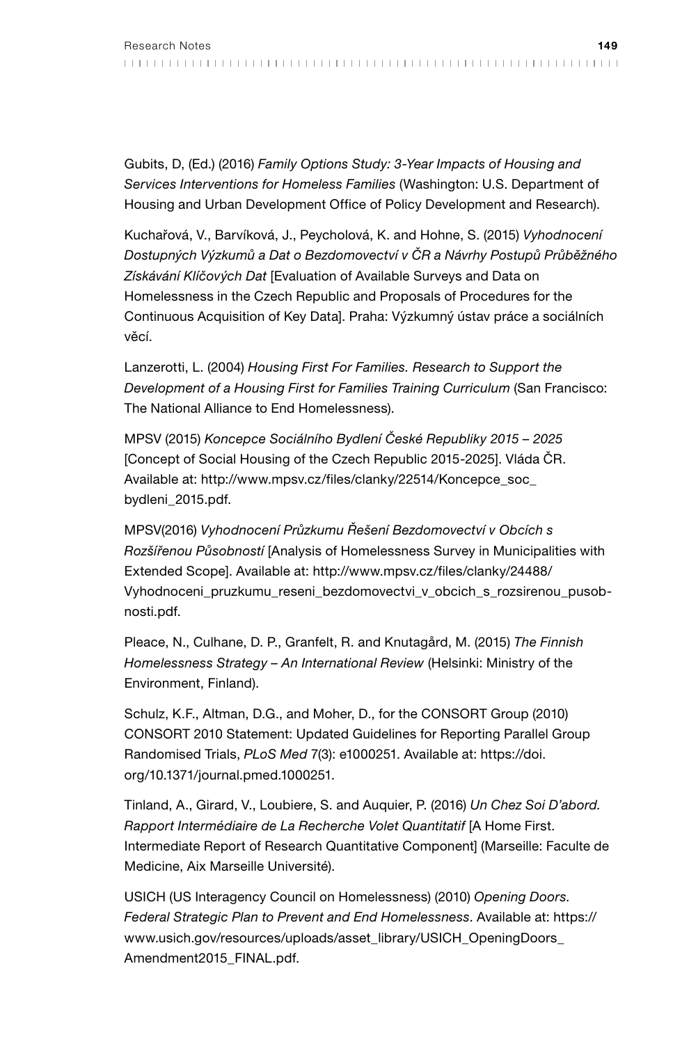Gubits, D, (Ed.) (2016) *Family Options Study: 3-Year Impacts of Housing and Services Interventions for Homeless Families* (Washington: U.S. Department of Housing and Urban Development Office of Policy Development and Research).

Kuchařová, V., Barvíková, J., Peycholová, K. and Hohne, S. (2015) *Vyhodnocení Dostupných Výzkumů a Dat o Bezdomovectví v ČR a Návrhy Postupů Průběžného Získávání Klíčových Dat* [Evaluation of Available Surveys and Data on Homelessness in the Czech Republic and Proposals of Procedures for the Continuous Acquisition of Key Data]. Praha: Výzkumný ústav práce a sociálních věcí.

Lanzerotti, L. (2004) *Housing First For Families. Research to Support the Development of a Housing First for Families Training Curriculum* (San Francisco: The National Alliance to End Homelessness).

MPSV (2015) *Koncepce Sociálního Bydlení České Republiky 2015 – 2025* [Concept of Social Housing of the Czech Republic 2015-2025]. Vláda ČR. Available at: http://www.mpsv.cz/files/clanky/22514/Koncepce_soc_bydleni_2015.pdf.

MPSV(2016) *Vyhodnocení Průzkumu Řešení Bezdomovectví v Obcích s Rozšířenou Působností* [Analysis of Homelessness Survey in Municipalities with Extended Scope]. Available at: http://www.mpsv.cz/files/clanky/24488/Vyhodnoceni_pruzkumu_reseni_bezdomovectvi_v_obcich_s_rozsirenou_pusobnosti.pdf.

Pleace, N., Culhane, D. P., Granfelt, R. and Knutagård, M. (2015) *The Finnish Homelessness Strategy – An International Review* (Helsinki: Ministry of the Environment, Finland).

Schulz, K.F., Altman, D.G., and Moher, D., for the CONSORT Group (2010) CONSORT 2010 Statement: Updated Guidelines for Reporting Parallel Group Randomised Trials, *PLoS Med* 7(3): e1000251. Available at: https://doi.org/10.1371/journal.pmed.1000251.

Tinland, A., Girard, V., Loubiere, S. and Auquier, P. (2016) *Un Chez Soi D'abord. Rapport Intermédiaire de La Recherche Volet Quantitatif* [A Home First. Intermediate Report of Research Quantitative Component] (Marseille: Faculte de Medicine, Aix Marseille Université).

USICH (US Interagency Council on Homelessness) (2010) *Opening Doors. Federal Strategic Plan to Prevent and End Homelessness*. Available at: https://www.usich.gov/resources/uploads/asset_library/USICH_OpeningDoors_Amendment2015_FINAL.pdf.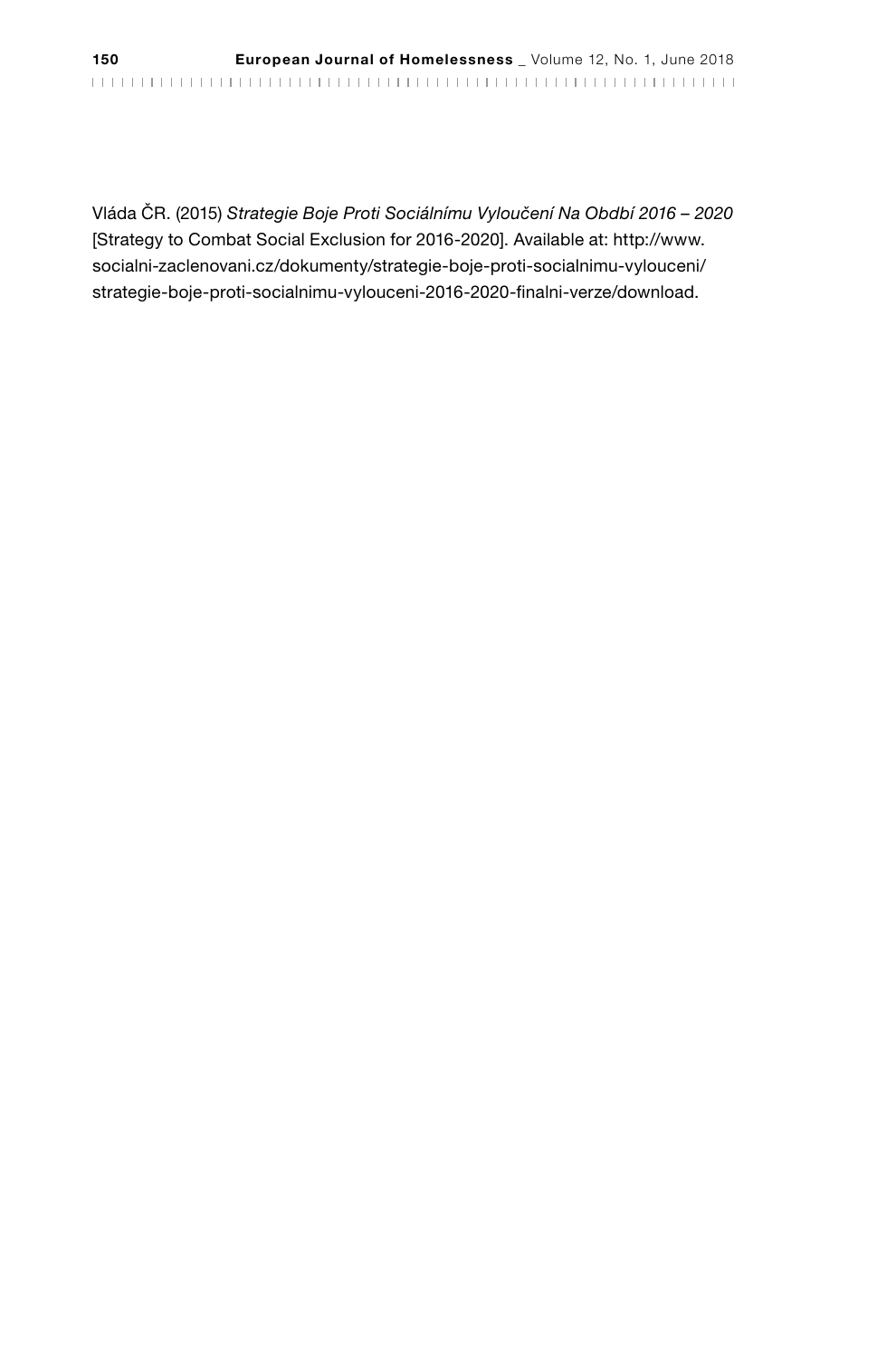Vláda ČR. (2015) *Strategie Boje Proti Sociálnímu Vyloučení Na Obdbí 2016 – 2020* [Strategy to Combat Social Exclusion for 2016-2020]. Available at: http://www.socialni-zaclenovani.cz/dokumenty/strategie-boje-proti-socialnimu-vylouceni/strategie-boje-proti-socialnimu-vylouceni-2016-2020-finalni-verze/download.